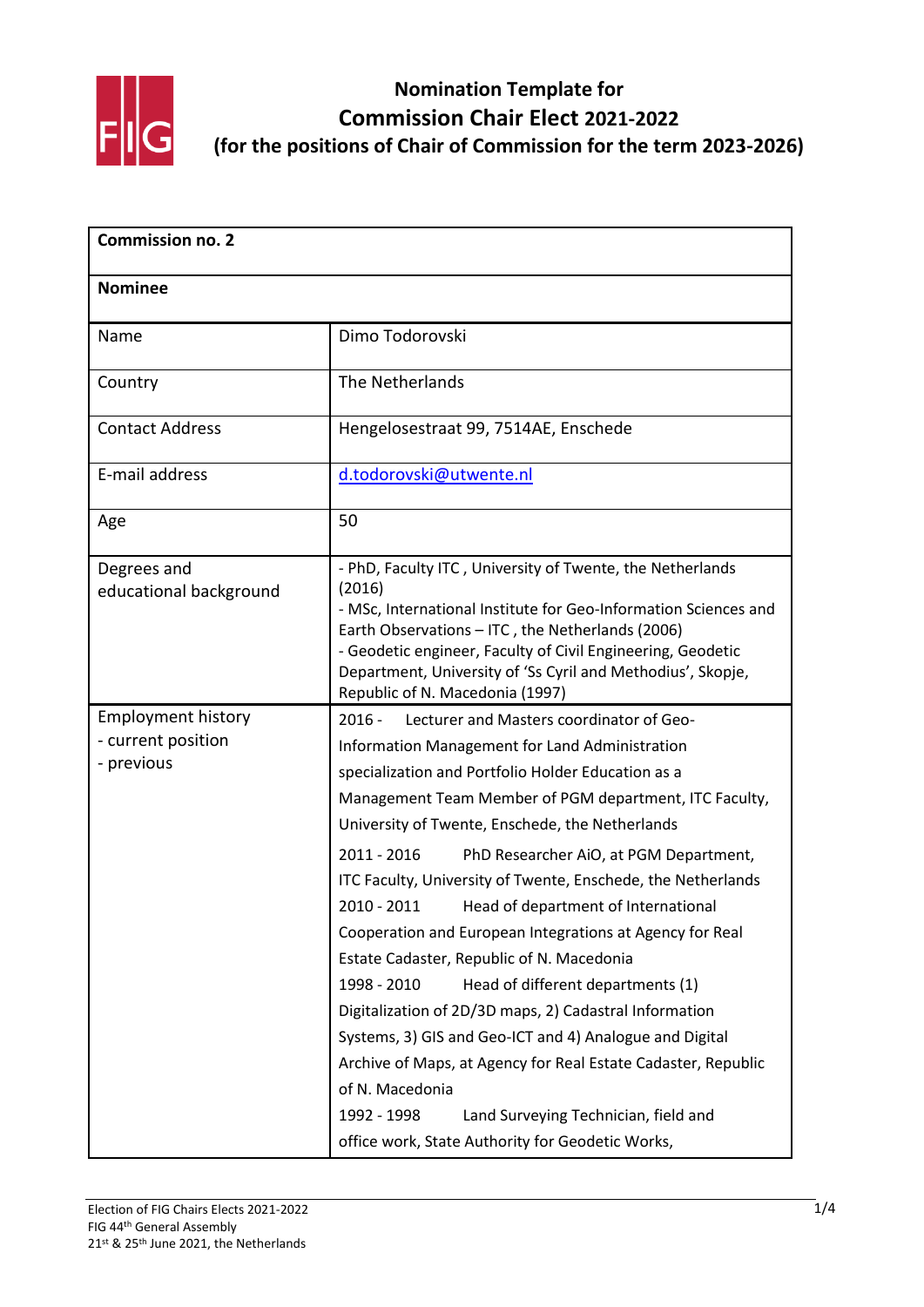# Nomination Template for Commission Chair Elect 2021-2022 (for the positions of Chair of Commission for the term 2023-2026)

| | |
|---|---|
| **Commission no. 2** | |
| **Nominee** | |
| Name | Dimo Todorovski |
| Country | The Netherlands |
| Contact Address | Hengelosestraat 99, 7514AE, Enschede |
| E-mail address | d.todorovski@utwente.nl |
| Age | 50 |
| Degrees and educational background | - PhD, Faculty ITC , University of Twente, the Netherlands (2016)<br>- MSc, International Institute for Geo-Information Sciences and Earth Observations – ITC , the Netherlands (2006)<br>- Geodetic engineer, Faculty of Civil Engineering, Geodetic Department, University of 'Ss Cyril and Methodius', Skopje, Republic of N. Macedonia (1997) |
| Employment history<br>- current position<br>- previous | 2016 - Lecturer and Masters coordinator of Geo-Information Management for Land Administration specialization and Portfolio Holder Education as a Management Team Member of PGM department, ITC Faculty, University of Twente, Enschede, the Netherlands<br>2011 - 2016 PhD Researcher AiO, at PGM Department, ITC Faculty, University of Twente, Enschede, the Netherlands<br>2010 - 2011 Head of department of International Cooperation and European Integrations at Agency for Real Estate Cadaster, Republic of N. Macedonia<br>1998 - 2010 Head of different departments (1) Digitalization of 2D/3D maps, 2) Cadastral Information Systems, 3) GIS and Geo-ICT and 4) Analogue and Digital Archive of Maps, at Agency for Real Estate Cadaster, Republic of N. Macedonia<br>1992 - 1998 Land Surveying Technician, field and office work, State Authority for Geodetic Works, |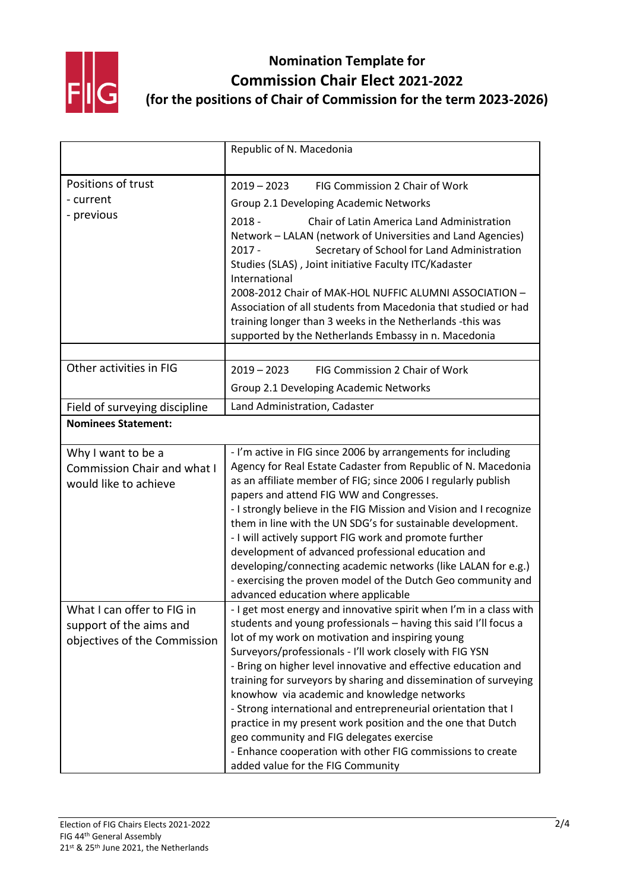# Nomination Template for Commission Chair Elect 2021-2022 (for the positions of Chair of Commission for the term 2023-2026)

| | |
|---|---|
| | Republic of N. Macedonia |
| Positions of trust<br>- current<br>- previous | 2019 – 2023 FIG Commission 2 Chair of Work Group 2.1 Developing Academic Networks<br>2018 - Chair of Latin America Land Administration Network – LALAN (network of Universities and Land Agencies)<br>2017 - Secretary of School for Land Administration Studies (SLAS) , Joint initiative Faculty ITC/Kadaster International<br>2008-2012 Chair of MAK-HOL NUFFIC ALUMNI ASSOCIATION – Association of all students from Macedonia that studied or had training longer than 3 weeks in the Netherlands -this was supported by the Netherlands Embassy in n. Macedonia |
| | |
| Other activities in FIG | 2019 – 2023 FIG Commission 2 Chair of Work Group 2.1 Developing Academic Networks |
| Field of surveying discipline | Land Administration, Cadaster |
| **Nominees Statement:** | |
| Why I want to be a Commission Chair and what I would like to achieve | - I'm active in FIG since 2006 by arrangements for including Agency for Real Estate Cadaster from Republic of N. Macedonia as an affiliate member of FIG; since 2006 I regularly publish papers and attend FIG WW and Congresses.<br>- I strongly believe in the FIG Mission and Vision and I recognize them in line with the UN SDG's for sustainable development.<br>- I will actively support FIG work and promote further development of advanced professional education and developing/connecting academic networks (like LALAN for e.g.)<br>- exercising the proven model of the Dutch Geo community and advanced education where applicable |
| What I can offer to FIG in support of the aims and objectives of the Commission | - I get most energy and innovative spirit when I'm in a class with students and young professionals – having this said I'll focus a lot of my work on motivation and inspiring young Surveyors/professionals - I'll work closely with FIG YSN<br>- Bring on higher level innovative and effective education and training for surveyors by sharing and dissemination of surveying knowhow via academic and knowledge networks<br>- Strong international and entrepreneurial orientation that I practice in my present work position and the one that Dutch geo community and FIG delegates exercise<br>- Enhance cooperation with other FIG commissions to create added value for the FIG Community |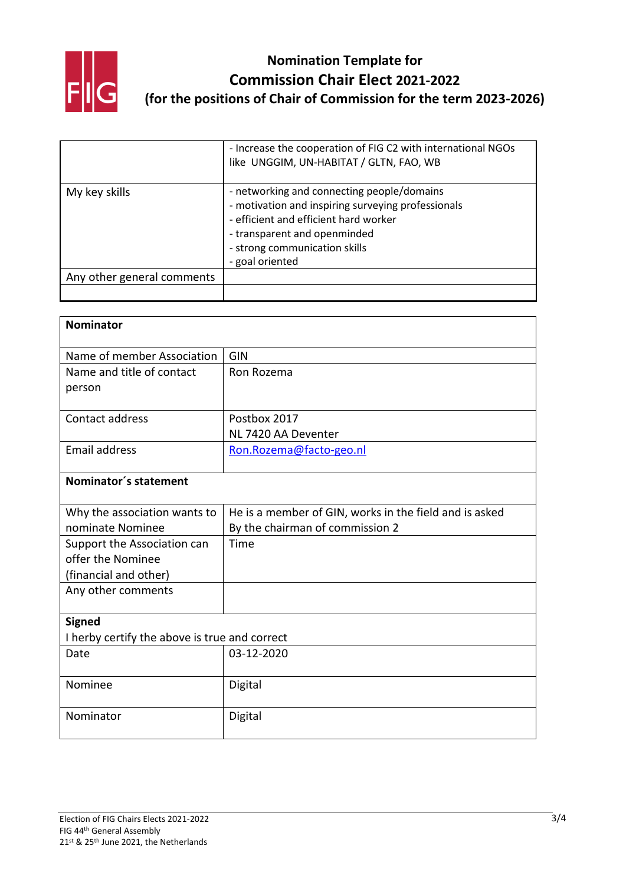# Nomination Template for Commission Chair Elect 2021-2022 (for the positions of Chair of Commission for the term 2023-2026)

| | |
|---|---|
| | - Increase the cooperation of FIG C2 with international NGOs like UNGGIM, UN-HABITAT / GLTN, FAO, WB |
| My key skills | - networking and connecting people/domains<br>- motivation and inspiring surveying professionals<br>- efficient and efficient hard worker<br>- transparent and openminded<br>- strong communication skills<br>- goal oriented |
| Any other general comments | |
| | |

| | |
|---|---|
| **Nominator** | |
| Name of member Association | GIN |
| Name and title of contact person | Ron Rozema |
| Contact address | Postbox 2017<br>NL 7420 AA Deventer |
| Email address | Ron.Rozema@facto-geo.nl |
| **Nominator´s statement** | |
| Why the association wants to nominate Nominee | He is a member of GIN, works in the field and is asked By the chairman of commission 2 |
| Support the Association can offer the Nominee (financial and other) | Time |
| Any other comments | |
| **Signed**<br>I herby certify the above is true and correct | |
| Date | 03-12-2020 |
| Nominee | Digital |
| Nominator | Digital |

Election of FIG Chairs Elects 2021-2022
FIG 44th General Assembly
21st & 25th June 2021, the Netherlands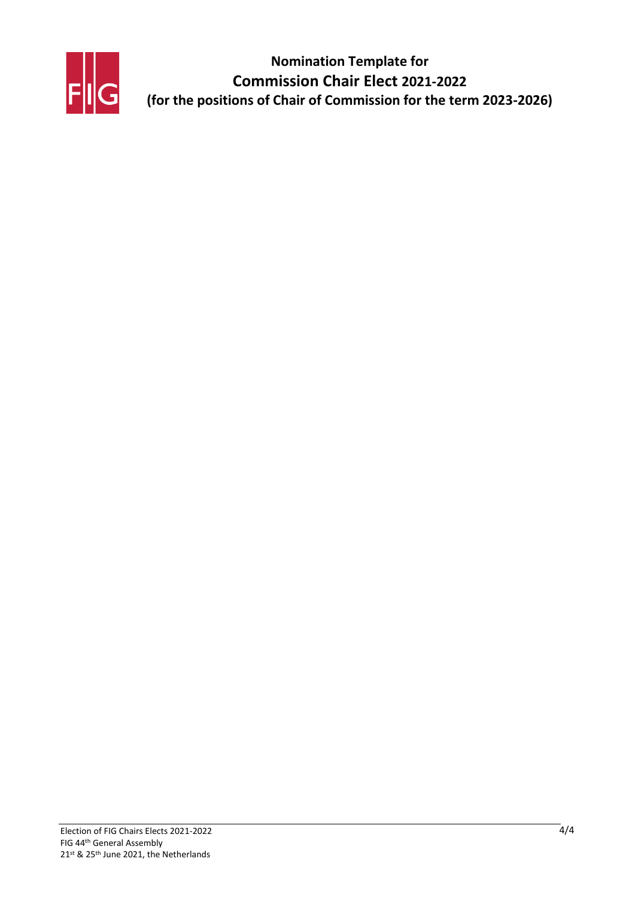**Nomination Template for**
**Commission Chair Elect 2021-2022**
**(for the positions of Chair of Commission for the term 2023-2026)**